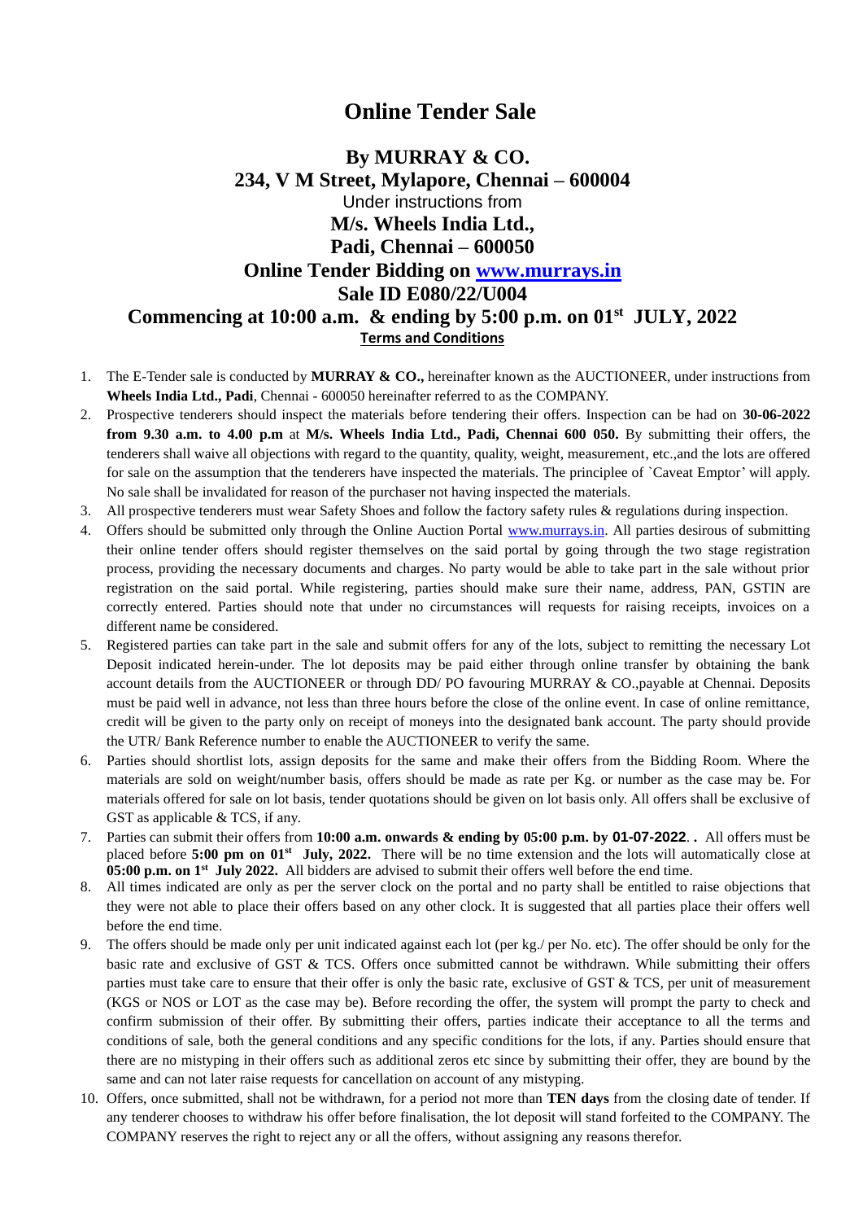# Online Tender Sale

## By MURRAY & CO.
## 234, V M Street, Mylapore, Chennai – 600004
Under instructions from
## M/s. Wheels India Ltd.,
## Padi, Chennai – 600050
## Online Tender Bidding on [www.murrays.in](http://www.murrays.in)
## Sale ID E080/22/U004
## Commencing at 10:00 a.m. & ending by 5:00 p.m. on 01st JULY, 2022

**Terms and Conditions**

1. The E-Tender sale is conducted by **MURRAY & CO.,** hereinafter known as the AUCTIONEER, under instructions from **Wheels India Ltd., Padi**, Chennai - 600050 hereinafter referred to as the COMPANY.
2. Prospective tenderers should inspect the materials before tendering their offers. Inspection can be had on **30-06-2022 from 9.30 a.m. to 4.00 p.m** at **M/s. Wheels India Ltd., Padi, Chennai 600 050.** By submitting their offers, the tenderers shall waive all objections with regard to the quantity, quality, weight, measurement, etc.,and the lots are offered for sale on the assumption that the tenderers have inspected the materials. The principlee of `Caveat Emptor' will apply. No sale shall be invalidated for reason of the purchaser not having inspected the materials.
3. All prospective tenderers must wear Safety Shoes and follow the factory safety rules & regulations during inspection.
4. Offers should be submitted only through the Online Auction Portal [www.murrays.in](http://www.murrays.in). All parties desirous of submitting their online tender offers should register themselves on the said portal by going through the two stage registration process, providing the necessary documents and charges. No party would be able to take part in the sale without prior registration on the said portal. While registering, parties should make sure their name, address, PAN, GSTIN are correctly entered. Parties should note that under no circumstances will requests for raising receipts, invoices on a different name be considered.
5. Registered parties can take part in the sale and submit offers for any of the lots, subject to remitting the necessary Lot Deposit indicated herein-under. The lot deposits may be paid either through online transfer by obtaining the bank account details from the AUCTIONEER or through DD/ PO favouring MURRAY & CO.,payable at Chennai. Deposits must be paid well in advance, not less than three hours before the close of the online event. In case of online remittance, credit will be given to the party only on receipt of moneys into the designated bank account. The party should provide the UTR/ Bank Reference number to enable the AUCTIONEER to verify the same.
6. Parties should shortlist lots, assign deposits for the same and make their offers from the Bidding Room. Where the materials are sold on weight/number basis, offers should be made as rate per Kg. or number as the case may be. For materials offered for sale on lot basis, tender quotations should be given on lot basis only. All offers shall be exclusive of GST as applicable & TCS, if any.
7. Parties can submit their offers from **10:00 a.m. onwards & ending by 05:00 p.m. by 01-07-2022**. **.** All offers must be placed before **5:00 pm on 01st July, 2022.** There will be no time extension and the lots will automatically close at **05:00 p.m. on 1st July 2022.** All bidders are advised to submit their offers well before the end time.
8. All times indicated are only as per the server clock on the portal and no party shall be entitled to raise objections that they were not able to place their offers based on any other clock. It is suggested that all parties place their offers well before the end time.
9. The offers should be made only per unit indicated against each lot (per kg./ per No. etc). The offer should be only for the basic rate and exclusive of GST & TCS. Offers once submitted cannot be withdrawn. While submitting their offers parties must take care to ensure that their offer is only the basic rate, exclusive of GST & TCS, per unit of measurement (KGS or NOS or LOT as the case may be). Before recording the offer, the system will prompt the party to check and confirm submission of their offer. By submitting their offers, parties indicate their acceptance to all the terms and conditions of sale, both the general conditions and any specific conditions for the lots, if any. Parties should ensure that there are no mistyping in their offers such as additional zeros etc since by submitting their offer, they are bound by the same and can not later raise requests for cancellation on account of any mistyping.
10. Offers, once submitted, shall not be withdrawn, for a period not more than **TEN days** from the closing date of tender. If any tenderer chooses to withdraw his offer before finalisation, the lot deposit will stand forfeited to the COMPANY. The COMPANY reserves the right to reject any or all the offers, without assigning any reasons therefor.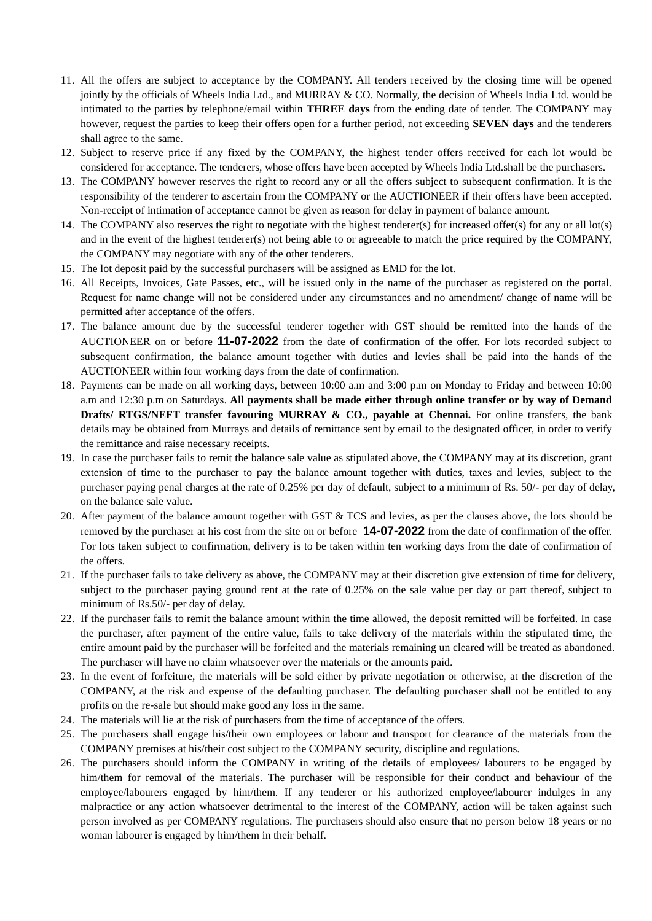11. All the offers are subject to acceptance by the COMPANY. All tenders received by the closing time will be opened jointly by the officials of Wheels India Ltd., and MURRAY & CO. Normally, the decision of Wheels India Ltd. would be intimated to the parties by telephone/email within **THREE days** from the ending date of tender. The COMPANY may however, request the parties to keep their offers open for a further period, not exceeding **SEVEN days** and the tenderers shall agree to the same.
12. Subject to reserve price if any fixed by the COMPANY, the highest tender offers received for each lot would be considered for acceptance. The tenderers, whose offers have been accepted by Wheels India Ltd.shall be the purchasers.
13. The COMPANY however reserves the right to record any or all the offers subject to subsequent confirmation. It is the responsibility of the tenderer to ascertain from the COMPANY or the AUCTIONEER if their offers have been accepted. Non-receipt of intimation of acceptance cannot be given as reason for delay in payment of balance amount.
14. The COMPANY also reserves the right to negotiate with the highest tenderer(s) for increased offer(s) for any or all lot(s) and in the event of the highest tenderer(s) not being able to or agreeable to match the price required by the COMPANY, the COMPANY may negotiate with any of the other tenderers.
15. The lot deposit paid by the successful purchasers will be assigned as EMD for the lot.
16. All Receipts, Invoices, Gate Passes, etc., will be issued only in the name of the purchaser as registered on the portal. Request for name change will not be considered under any circumstances and no amendment/ change of name will be permitted after acceptance of the offers.
17. The balance amount due by the successful tenderer together with GST should be remitted into the hands of the AUCTIONEER on or before **11-07-2022** from the date of confirmation of the offer. For lots recorded subject to subsequent confirmation, the balance amount together with duties and levies shall be paid into the hands of the AUCTIONEER within four working days from the date of confirmation.
18. Payments can be made on all working days, between 10:00 a.m and 3:00 p.m on Monday to Friday and between 10:00 a.m and 12:30 p.m on Saturdays. **All payments shall be made either through online transfer or by way of Demand Drafts/ RTGS/NEFT transfer favouring MURRAY & CO., payable at Chennai.** For online transfers, the bank details may be obtained from Murrays and details of remittance sent by email to the designated officer, in order to verify the remittance and raise necessary receipts.
19. In case the purchaser fails to remit the balance sale value as stipulated above, the COMPANY may at its discretion, grant extension of time to the purchaser to pay the balance amount together with duties, taxes and levies, subject to the purchaser paying penal charges at the rate of 0.25% per day of default, subject to a minimum of Rs. 50/- per day of delay, on the balance sale value.
20. After payment of the balance amount together with GST & TCS and levies, as per the clauses above, the lots should be removed by the purchaser at his cost from the site on or before **14-07-2022** from the date of confirmation of the offer. For lots taken subject to confirmation, delivery is to be taken within ten working days from the date of confirmation of the offers.
21. If the purchaser fails to take delivery as above, the COMPANY may at their discretion give extension of time for delivery, subject to the purchaser paying ground rent at the rate of 0.25% on the sale value per day or part thereof, subject to minimum of Rs.50/- per day of delay.
22. If the purchaser fails to remit the balance amount within the time allowed, the deposit remitted will be forfeited. In case the purchaser, after payment of the entire value, fails to take delivery of the materials within the stipulated time, the entire amount paid by the purchaser will be forfeited and the materials remaining un cleared will be treated as abandoned. The purchaser will have no claim whatsoever over the materials or the amounts paid.
23. In the event of forfeiture, the materials will be sold either by private negotiation or otherwise, at the discretion of the COMPANY, at the risk and expense of the defaulting purchaser. The defaulting purchaser shall not be entitled to any profits on the re-sale but should make good any loss in the same.
24. The materials will lie at the risk of purchasers from the time of acceptance of the offers.
25. The purchasers shall engage his/their own employees or labour and transport for clearance of the materials from the COMPANY premises at his/their cost subject to the COMPANY security, discipline and regulations.
26. The purchasers should inform the COMPANY in writing of the details of employees/ labourers to be engaged by him/them for removal of the materials. The purchaser will be responsible for their conduct and behaviour of the employee/labourers engaged by him/them. If any tenderer or his authorized employee/labourer indulges in any malpractice or any action whatsoever detrimental to the interest of the COMPANY, action will be taken against such person involved as per COMPANY regulations. The purchasers should also ensure that no person below 18 years or no woman labourer is engaged by him/them in their behalf.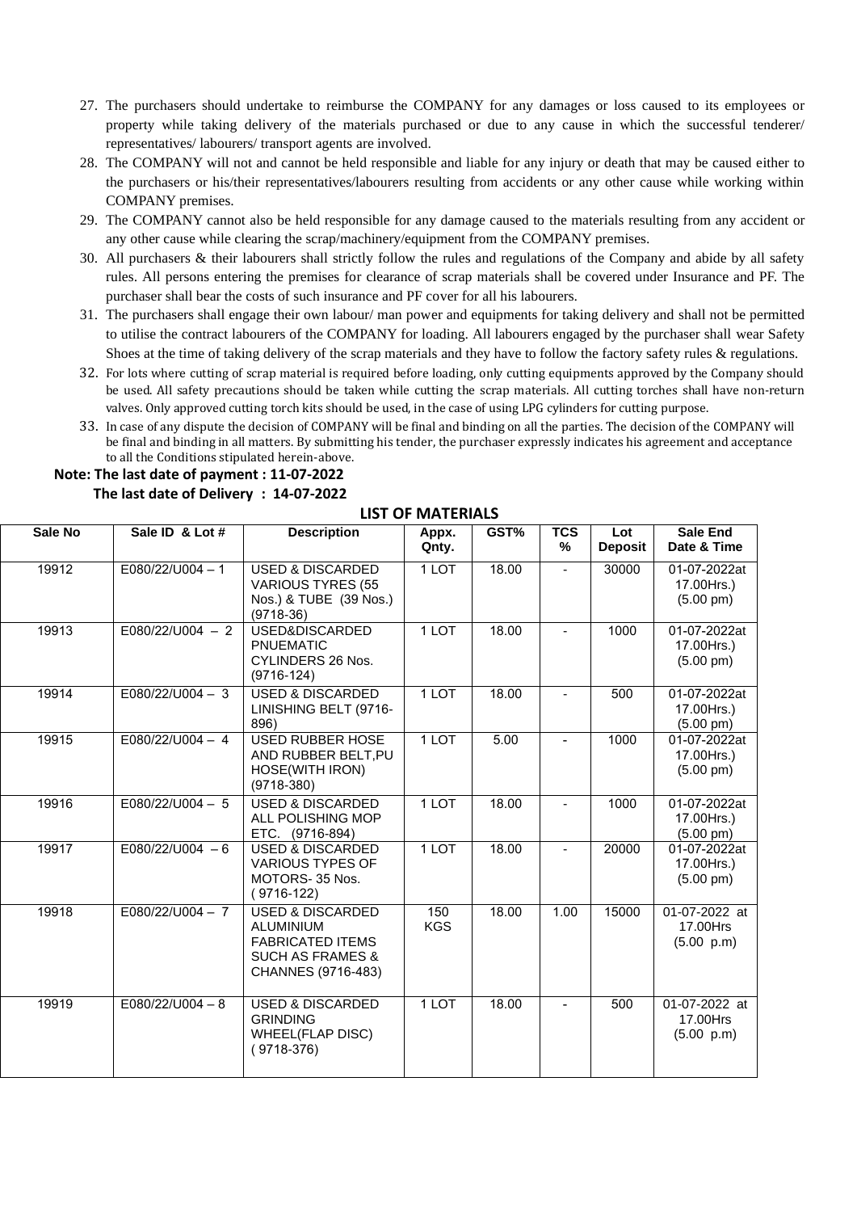27. The purchasers should undertake to reimburse the COMPANY for any damages or loss caused to its employees or property while taking delivery of the materials purchased or due to any cause in which the successful tenderer/ representatives/ labourers/ transport agents are involved.
28. The COMPANY will not and cannot be held responsible and liable for any injury or death that may be caused either to the purchasers or his/their representatives/labourers resulting from accidents or any other cause while working within COMPANY premises.
29. The COMPANY cannot also be held responsible for any damage caused to the materials resulting from any accident or any other cause while clearing the scrap/machinery/equipment from the COMPANY premises.
30. All purchasers & their labourers shall strictly follow the rules and regulations of the Company and abide by all safety rules. All persons entering the premises for clearance of scrap materials shall be covered under Insurance and PF. The purchaser shall bear the costs of such insurance and PF cover for all his labourers.
31. The purchasers shall engage their own labour/ man power and equipments for taking delivery and shall not be permitted to utilise the contract labourers of the COMPANY for loading. All labourers engaged by the purchaser shall wear Safety Shoes at the time of taking delivery of the scrap materials and they have to follow the factory safety rules & regulations.
32. For lots where cutting of scrap material is required before loading, only cutting equipments approved by the Company should be used. All safety precautions should be taken while cutting the scrap materials. All cutting torches shall have non-return valves. Only approved cutting torch kits should be used, in the case of using LPG cylinders for cutting purpose.
33. In case of any dispute the decision of COMPANY will be final and binding on all the parties. The decision of the COMPANY will be final and binding in all matters. By submitting his tender, the purchaser expressly indicates his agreement and acceptance to all the Conditions stipulated herein-above.

**Note: The last date of payment : 11-07-2022**

**The last date of Delivery : 14-07-2022**

## LIST OF MATERIALS

| Sale No | Sale ID & Lot # | Description | Appx. Qnty. | GST% | TCS % | Lot Deposit | Sale End Date & Time |
|---|---|---|---|---|---|---|---|
| 19912 | E080/22/U004 – 1 | USED & DISCARDED VARIOUS TYRES (55 Nos.) & TUBE (39 Nos.) (9718-36) | 1 LOT | 18.00 | - | 30000 | 01-07-2022at 17.00Hrs.) (5.00 pm) |
| 19913 | E080/22/U004 – 2 | USED&DISCARDED PNUEMATIC CYLINDERS 26 Nos. (9716-124) | 1 LOT | 18.00 | - | 1000 | 01-07-2022at 17.00Hrs.) (5.00 pm) |
| 19914 | E080/22/U004 – 3 | USED & DISCARDED LINISHING BELT (9716-896) | 1 LOT | 18.00 | - | 500 | 01-07-2022at 17.00Hrs.) (5.00 pm) |
| 19915 | E080/22/U004 – 4 | USED RUBBER HOSE AND RUBBER BELT,PU HOSE(WITH IRON) (9718-380) | 1 LOT | 5.00 | - | 1000 | 01-07-2022at 17.00Hrs.) (5.00 pm) |
| 19916 | E080/22/U004 – 5 | USED & DISCARDED ALL POLISHING MOP ETC. (9716-894) | 1 LOT | 18.00 | - | 1000 | 01-07-2022at 17.00Hrs.) (5.00 pm) |
| 19917 | E080/22/U004 – 6 | USED & DISCARDED VARIOUS TYPES OF MOTORS- 35 Nos. ( 9716-122) | 1 LOT | 18.00 | - | 20000 | 01-07-2022at 17.00Hrs.) (5.00 pm) |
| 19918 | E080/22/U004 – 7 | USED & DISCARDED ALUMINIUM FABRICATED ITEMS SUCH AS FRAMES & CHANNES (9716-483) | 150 KGS | 18.00 | 1.00 | 15000 | 01-07-2022 at 17.00Hrs (5.00 p.m) |
| 19919 | E080/22/U004 – 8 | USED & DISCARDED GRINDING WHEEL(FLAP DISC) ( 9718-376) | 1 LOT | 18.00 | - | 500 | 01-07-2022 at 17.00Hrs (5.00 p.m) |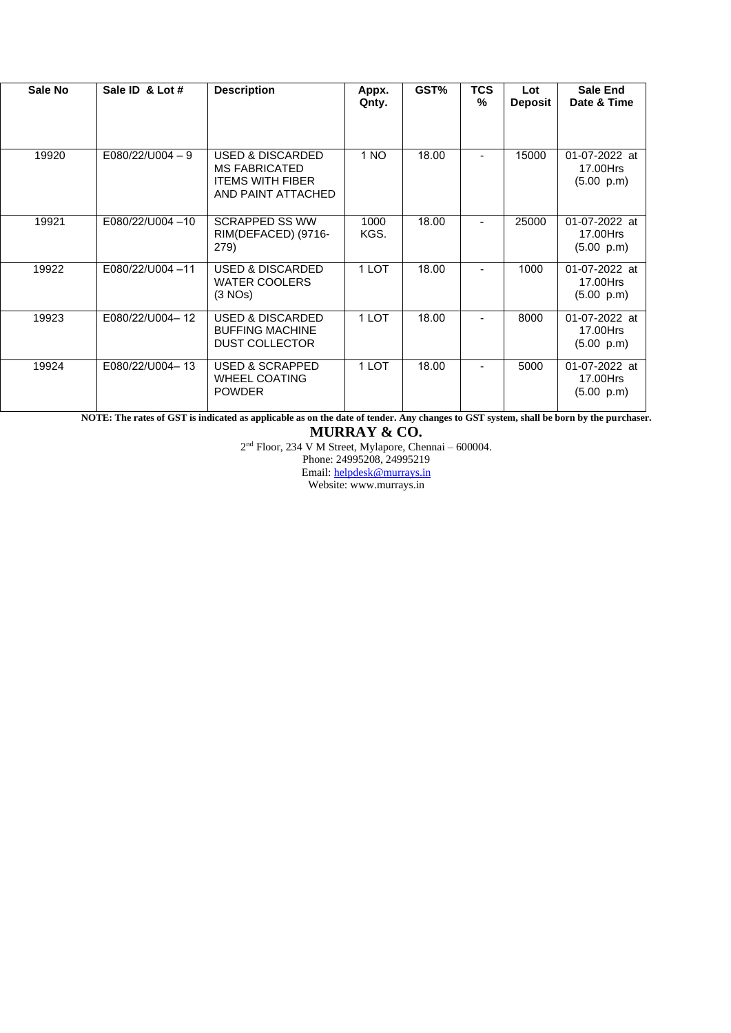| Sale No | Sale ID & Lot # | Description | Appx. Qnty. | GST% | TCS % | Lot Deposit | Sale End Date & Time |
|---|---|---|---|---|---|---|---|
| 19920 | E080/22/U004 – 9 | USED & DISCARDED MS FABRICATED ITEMS WITH FIBER AND PAINT ATTACHED | 1 NO | 18.00 | - | 15000 | 01-07-2022 at 17.00Hrs (5.00 p.m) |
| 19921 | E080/22/U004 –10 | SCRAPPED SS WW RIM(DEFACED) (9716-279) | 1000 KGS. | 18.00 | - | 25000 | 01-07-2022 at 17.00Hrs (5.00 p.m) |
| 19922 | E080/22/U004 –11 | USED & DISCARDED WATER COOLERS (3 NOs) | 1 LOT | 18.00 | - | 1000 | 01-07-2022 at 17.00Hrs (5.00 p.m) |
| 19923 | E080/22/U004– 12 | USED & DISCARDED BUFFING MACHINE DUST COLLECTOR | 1 LOT | 18.00 | - | 8000 | 01-07-2022 at 17.00Hrs (5.00 p.m) |
| 19924 | E080/22/U004– 13 | USED & SCRAPPED WHEEL COATING POWDER | 1 LOT | 18.00 | - | 5000 | 01-07-2022 at 17.00Hrs (5.00 p.m) |

**NOTE: The rates of GST is indicated as applicable as on the date of tender. Any changes to GST system, shall be born by the purchaser.**

**MURRAY & CO.**

2nd Floor, 234 V M Street, Mylapore, Chennai – 600004.
Phone: 24995208, 24995219
Email: helpdesk@murrays.in
Website: www.murrays.in